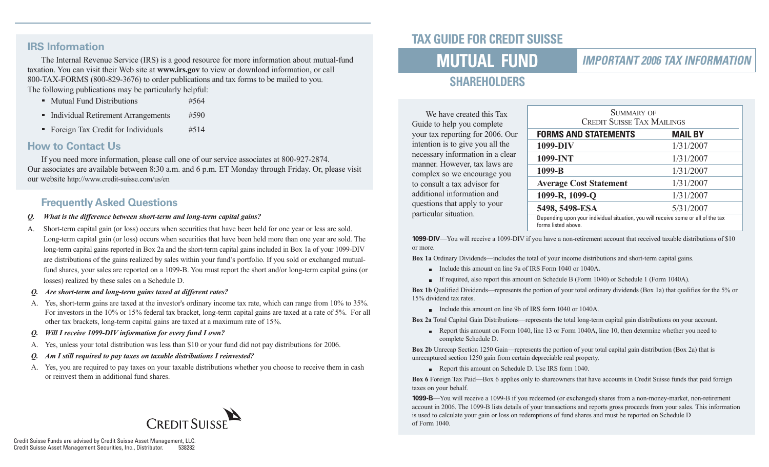## IRS Information

The Internal Revenue Service (IRS) is a good resource for more information about mutual-fund taxation. You can visit their Web site at **www.irs.gov** to view or download information, or call 800-TAX-FORMS (800-829-3676) to order publications and tax forms to be mailed to you. The following publications may be particularly helpful:

- Mutual Fund Distributions #564
- Individual Retirement Arrangements #590
- Foreign Tax Credit for Individuals #514

## How to Contact Us

If you need more information, please call one of our service associates at 800-927-2874. Our associates are available between 8:30 a.m. and 6 p.m. ET Monday through Friday. Or, please visit our website http://www.credit-suisse.com/us/en

## Frequently Asked Questions

***Q. What is the difference between short-term and long-term capital gains?***

A. Short-term capital gain (or loss) occurs when securities that have been held for one year or less are sold. Long-term capital gain (or loss) occurs when securities that have been held more than one year are sold. The long-term capital gains reported in Box 2a and the short-term capital gains included in Box 1a of your 1099-DIV are distributions of the gains realized by sales within your fund's portfolio. If you sold or exchanged mutual-fund shares, your sales are reported on a 1099-B. You must report the short and/or long-term capital gains (or losses) realized by these sales on a Schedule D.

***Q. Are short-term and long-term gains taxed at different rates?***

A. Yes, short-term gains are taxed at the investor's ordinary income tax rate, which can range from 10% to 35%. For investors in the 10% or 15% federal tax bracket, long-term capital gains are taxed at a rate of 5%. For all other tax brackets, long-term capital gains are taxed at a maximum rate of 15%.

***Q. Will I receive 1099-DIV information for every fund I own?***

A. Yes, unless your total distribution was less than $10 or your fund did not pay distributions for 2006.

***Q. Am I still required to pay taxes on taxable distributions I reinvested?***

A. Yes, you are required to pay taxes on your taxable distributions whether you choose to receive them in cash or reinvest them in additional fund shares.

CREDIT SUISSE

Credit Suisse Funds are advised by Credit Suisse Asset Management, LLC.
Credit Suisse Asset Management Securities, Inc., Distributor. 538282

# TAX GUIDE FOR CREDIT SUISSE MUTUAL FUND SHAREHOLDERS

## IMPORTANT 2006 TAX INFORMATION

We have created this Tax Guide to help you complete your tax reporting for 2006. Our intention is to give you all the necessary information in a clear manner. However, tax laws are complex so we encourage you to consult a tax advisor for additional information and questions that apply to your particular situation.

**Summary of Credit Suisse Tax Mailings**

| FORMS AND STATEMENTS | MAIL BY |
|---|---|
| **1099-DIV** | 1/31/2007 |
| **1099-INT** | 1/31/2007 |
| **1099-B** | 1/31/2007 |
| **Average Cost Statement** | 1/31/2007 |
| **1099-R, 1099-Q** | 1/31/2007 |
| **5498, 5498-ESA** | 5/31/2007 |

Depending upon your individual situation, you will receive some or all of the tax forms listed above.

**1099-DIV**—You will receive a 1099-DIV if you have a non-retirement account that received taxable distributions of $10 or more.

**Box 1a** Ordinary Dividends—includes the total of your income distributions and short-term capital gains.

- Include this amount on line 9a of IRS Form 1040 or 1040A.
- If required, also report this amount on Schedule B (Form 1040) or Schedule 1 (Form 1040A).

**Box 1b** Qualified Dividends—represents the portion of your total ordinary dividends (Box 1a) that qualifies for the 5% or 15% dividend tax rates.

- Include this amount on line 9b of IRS form 1040 or 1040A.

**Box 2a** Total Capital Gain Distributions—represents the total long-term capital gain distributions on your account.

- Report this amount on Form 1040, line 13 or Form 1040A, line 10, then determine whether you need to complete Schedule D.

**Box 2b** Unrecap Section 1250 Gain—represents the portion of your total capital gain distribution (Box 2a) that is unrecaptured section 1250 gain from certain depreciable real property.

- Report this amount on Schedule D. Use IRS form 1040.

**Box 6** Foreign Tax Paid—Box 6 applies only to shareowners that have accounts in Credit Suisse funds that paid foreign taxes on your behalf.

**1099-B**—You will receive a 1099-B if you redeemed (or exchanged) shares from a non-money-market, non-retirement account in 2006. The 1099-B lists details of your transactions and reports gross proceeds from your sales. This information is used to calculate your gain or loss on redemptions of fund shares and must be reported on Schedule D of Form 1040.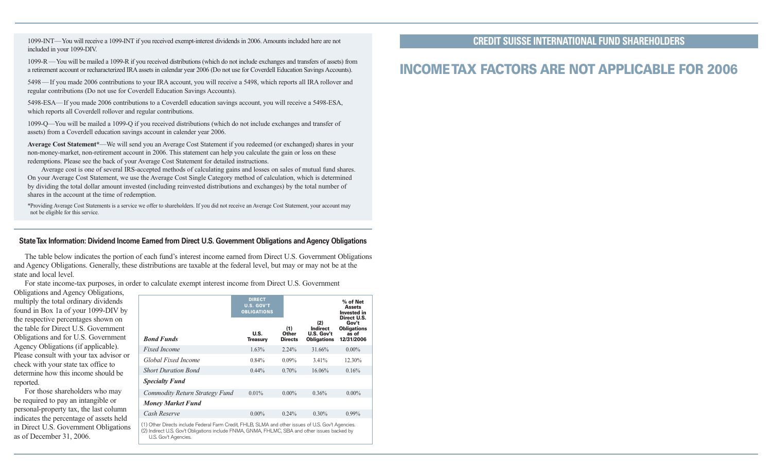1099-INT—You will receive a 1099-INT if you received exempt-interest dividends in 2006. Amounts included here are not included in your 1099-DIV.

1099-R—You will be mailed a 1099-R if you received distributions (which do not include exchanges and transfers of assets) from a retirement account or recharacterized IRA assets in calendar year 2006 (Do not use for Coverdell Education Savings Accounts).

5498—If you made 2006 contributions to your IRA account, you will receive a 5498, which reports all IRA rollover and regular contributions (Do not use for Coverdell Education Savings Accounts).

5498-ESA—If you made 2006 contributions to a Coverdell education savings account, you will receive a 5498-ESA, which reports all Coverdell rollover and regular contributions.

1099-Q—You will be mailed a 1099-Q if you received distributions (which do not include exchanges and transfer of assets) from a Coverdell education savings account in calender year 2006.

**Average Cost Statement***—We will send you an Average Cost Statement if you redeemed (or exchanged) shares in your non-money-market, non-retirement account in 2006. This statement can help you calculate the gain or loss on these redemptions. Please see the back of your Average Cost Statement for detailed instructions.

Average cost is one of several IRS-accepted methods of calculating gains and losses on sales of mutual fund shares. On your Average Cost Statement, we use the Average Cost Single Category method of calculation, which is determined by dividing the total dollar amount invested (including reinvested distributions and exchanges) by the total number of shares in the account at the time of redemption.

*Providing Average Cost Statements is a service we offer to shareholders. If you did not receive an Average Cost Statement, your account may not be eligible for this service.

### State Tax Information: Dividend Income Earned from Direct U.S. Government Obligations and Agency Obligations

The table below indicates the portion of each fund's interest income earned from Direct U.S. Government Obligations and Agency Obligations. Generally, these distributions are taxable at the federal level, but may or may not be at the state and local level.

For state income-tax purposes, in order to calculate exempt interest income from Direct U.S. Government Obligations and Agency Obligations, multiply the total ordinary dividends found in Box 1a of your 1099-DIV by the respective percentages shown on the table for Direct U.S. Government Obligations and for U.S. Government Agency Obligations (if applicable). Please consult with your tax advisor or check with your state tax office to determine how this income should be reported.

For those shareholders who may be required to pay an intangible or personal-property tax, the last column indicates the percentage of assets held in Direct U.S. Government Obligations as of December 31, 2006.

| | DIRECT U.S. GOV'T OBLIGATIONS | | | |
|---|---|---|---|---|
| ***Bond Funds*** | U.S. Treasury | (1) Other Directs | (2) Indirect U.S. Gov't Obligations | % of Net Assets Invested in Direct U.S. Gov't Obligations as of 12/31/2006 |
| *Fixed Income* | 1.63% | 2.24% | 31.66% | 0.00% |
| *Global Fixed Income* | 0.84% | 0.09% | 3.41% | 12.30% |
| *Short Duration Bond* | 0.44% | 0.70% | 16.06% | 0.16% |
| ***Specialty Fund*** | | | | |
| *Commodity Return Strategy Fund* | 0.01% | 0.00% | 0.36% | 0.00% |
| ***Money Market Fund*** | | | | |
| *Cash Reserve* | 0.00% | 0.24% | 0.30% | 0.99% |

(1) Other Directs include Federal Farm Credit, FHLB, SLMA and other issues of U.S. Gov't Agencies.
(2) Indirect U.S. Gov't Obligations include FNMA, GNMA, FHLMC, SBA and other issues backed by U.S. Gov't Agencies.

## CREDIT SUISSE INTERNATIONAL FUND SHAREHOLDERS

# INCOME TAX FACTORS ARE NOT APPLICABLE FOR 2006